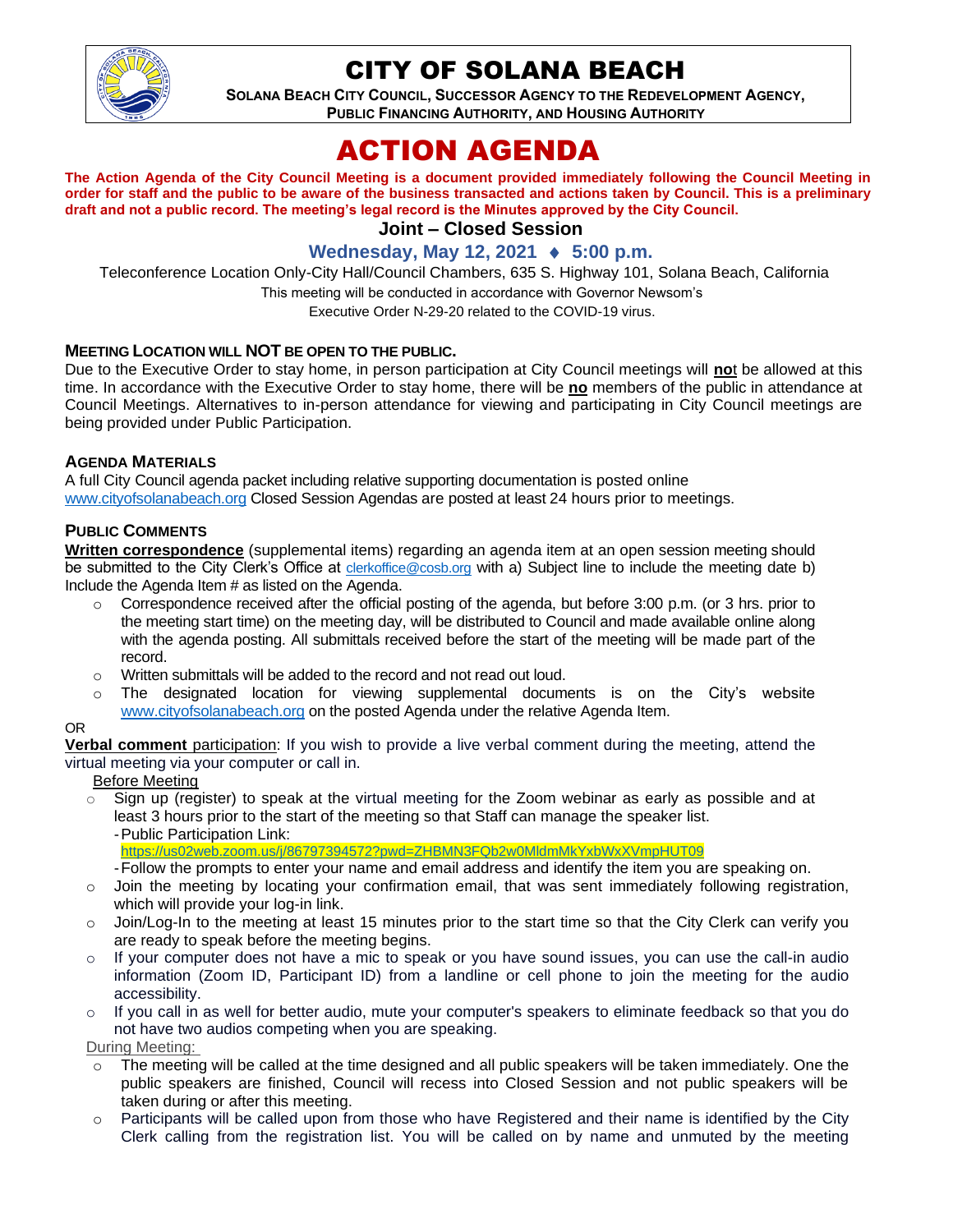# CITY OF SOLANA BEACH

**SOLANA BEACH CITY COUNCIL, SUCCESSOR AGENCY TO THE REDEVELOPMENT AGENCY, PUBLIC FINANCING AUTHORITY, AND HOUSING AUTHORITY**

# ACTION AGENDA

**The Action Agenda of the City Council Meeting is a document provided immediately following the Council Meeting in order for staff and the public to be aware of the business transacted and actions taken by Council. This is a preliminary draft and not a public record. The meeting's legal record is the Minutes approved by the City Council.**

## Joint – Closed Session

### Wednesday, May 12, 2021 ♦ 5:00 p.m.

Teleconference Location Only-City Hall/Council Chambers, 635 S. Highway 101, Solana Beach, California

This meeting will be conducted in accordance with Governor Newsom's Executive Order N-29-20 related to the COVID-19 virus.

**MEETING LOCATION WILL NOT BE OPEN TO THE PUBLIC.**

Due to the Executive Order to stay home, in person participation at City Council meetings will **not** be allowed at this time. In accordance with the Executive Order to stay home, there will be **no** members of the public in attendance at Council Meetings. Alternatives to in-person attendance for viewing and participating in City Council meetings are being provided under Public Participation.

**AGENDA MATERIALS**

A full City Council agenda packet including relative supporting documentation is posted online www.cityofsolanabeach.org Closed Session Agendas are posted at least 24 hours prior to meetings.

**PUBLIC COMMENTS**

**Written correspondence** (supplemental items) regarding an agenda item at an open session meeting should be submitted to the City Clerk's Office at clerkoffice@cosb.org with a) Subject line to include the meeting date b) Include the Agenda Item # as listed on the Agenda.

- Correspondence received after the official posting of the agenda, but before 3:00 p.m. (or 3 hrs. prior to the meeting start time) on the meeting day, will be distributed to Council and made available online along with the agenda posting. All submittals received before the start of the meeting will be made part of the record.
- Written submittals will be added to the record and not read out loud.
- The designated location for viewing supplemental documents is on the City's website www.cityofsolanabeach.org on the posted Agenda under the relative Agenda Item.

OR

**Verbal comment** participation: If you wish to provide a live verbal comment during the meeting, attend the virtual meeting via your computer or call in.

Before Meeting

- Sign up (register) to speak at the virtual meeting for the Zoom webinar as early as possible and at least 3 hours prior to the start of the meeting so that Staff can manage the speaker list.
  - Public Participation Link: https://us02web.zoom.us/j/86797394572?pwd=ZHBMN3FQb2w0MldmMkYxbWxXVmpHUT09
  - Follow the prompts to enter your name and email address and identify the item you are speaking on.
- Join the meeting by locating your confirmation email, that was sent immediately following registration, which will provide your log-in link.
- Join/Log-In to the meeting at least 15 minutes prior to the start time so that the City Clerk can verify you are ready to speak before the meeting begins.
- If your computer does not have a mic to speak or you have sound issues, you can use the call-in audio information (Zoom ID, Participant ID) from a landline or cell phone to join the meeting for the audio accessibility.
- If you call in as well for better audio, mute your computer's speakers to eliminate feedback so that you do not have two audios competing when you are speaking.

During Meeting:

- The meeting will be called at the time designed and all public speakers will be taken immediately. One the public speakers are finished, Council will recess into Closed Session and not public speakers will be taken during or after this meeting.
- Participants will be called upon from those who have Registered and their name is identified by the City Clerk calling from the registration list. You will be called on by name and unmuted by the meeting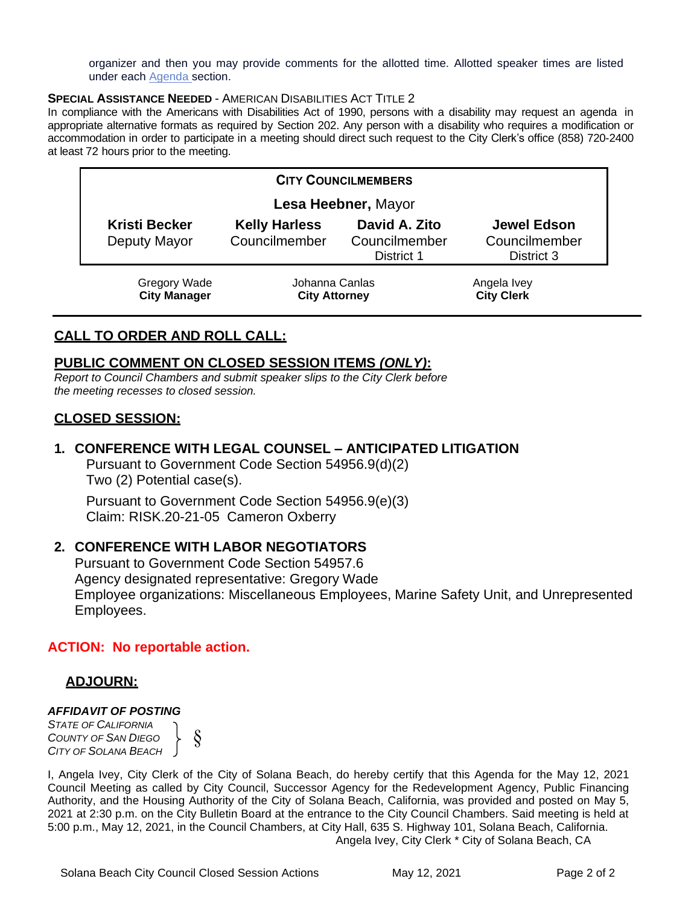organizer and then you may provide comments for the allotted time. Allotted speaker times are listed under each Agenda section.

**SPECIAL ASSISTANCE NEEDED** - AMERICAN DISABILITIES ACT TITLE 2

In compliance with the Americans with Disabilities Act of 1990, persons with a disability may request an agenda in appropriate alternative formats as required by Section 202. Any person with a disability who requires a modification or accommodation in order to participate in a meeting should direct such request to the City Clerk's office (858) 720-2400 at least 72 hours prior to the meeting.

| CITY COUNCILMEMBERS | | | |
|---|---|---|---|
| | **Lesa Heebner,** Mayor | | |
| **Kristi Becker** Deputy Mayor | **Kelly Harless** Councilmember | **David A. Zito** Councilmember District 1 | **Jewel Edson** Councilmember District 3 |

| | | |
|---|---|---|
| Gregory Wade **City Manager** | Johanna Canlas **City Attorney** | Angela Ivey **City Clerk** |

## CALL TO ORDER AND ROLL CALL:

## PUBLIC COMMENT ON CLOSED SESSION ITEMS *(ONLY)*:

*Report to Council Chambers and submit speaker slips to the City Clerk before the meeting recesses to closed session.*

## CLOSED SESSION:

### 1. CONFERENCE WITH LEGAL COUNSEL – ANTICIPATED LITIGATION

Pursuant to Government Code Section 54956.9(d)(2)
Two (2) Potential case(s).

Pursuant to Government Code Section 54956.9(e)(3)
Claim: RISK.20-21-05 Cameron Oxberry

### 2. CONFERENCE WITH LABOR NEGOTIATORS

Pursuant to Government Code Section 54957.6
Agency designated representative: Gregory Wade
Employee organizations: Miscellaneous Employees, Marine Safety Unit, and Unrepresented Employees.

**ACTION: No reportable action.**

## ADJOURN:

***AFFIDAVIT OF POSTING***

*STATE OF CALIFORNIA*
*COUNTY OF SAN DIEGO* §
*CITY OF SOLANA BEACH*

I, Angela Ivey, City Clerk of the City of Solana Beach, do hereby certify that this Agenda for the May 12, 2021 Council Meeting as called by City Council, Successor Agency for the Redevelopment Agency, Public Financing Authority, and the Housing Authority of the City of Solana Beach, California, was provided and posted on May 5, 2021 at 2:30 p.m. on the City Bulletin Board at the entrance to the City Council Chambers. Said meeting is held at 5:00 p.m., May 12, 2021, in the Council Chambers, at City Hall, 635 S. Highway 101, Solana Beach, California.

Angela Ivey, City Clerk * City of Solana Beach, CA